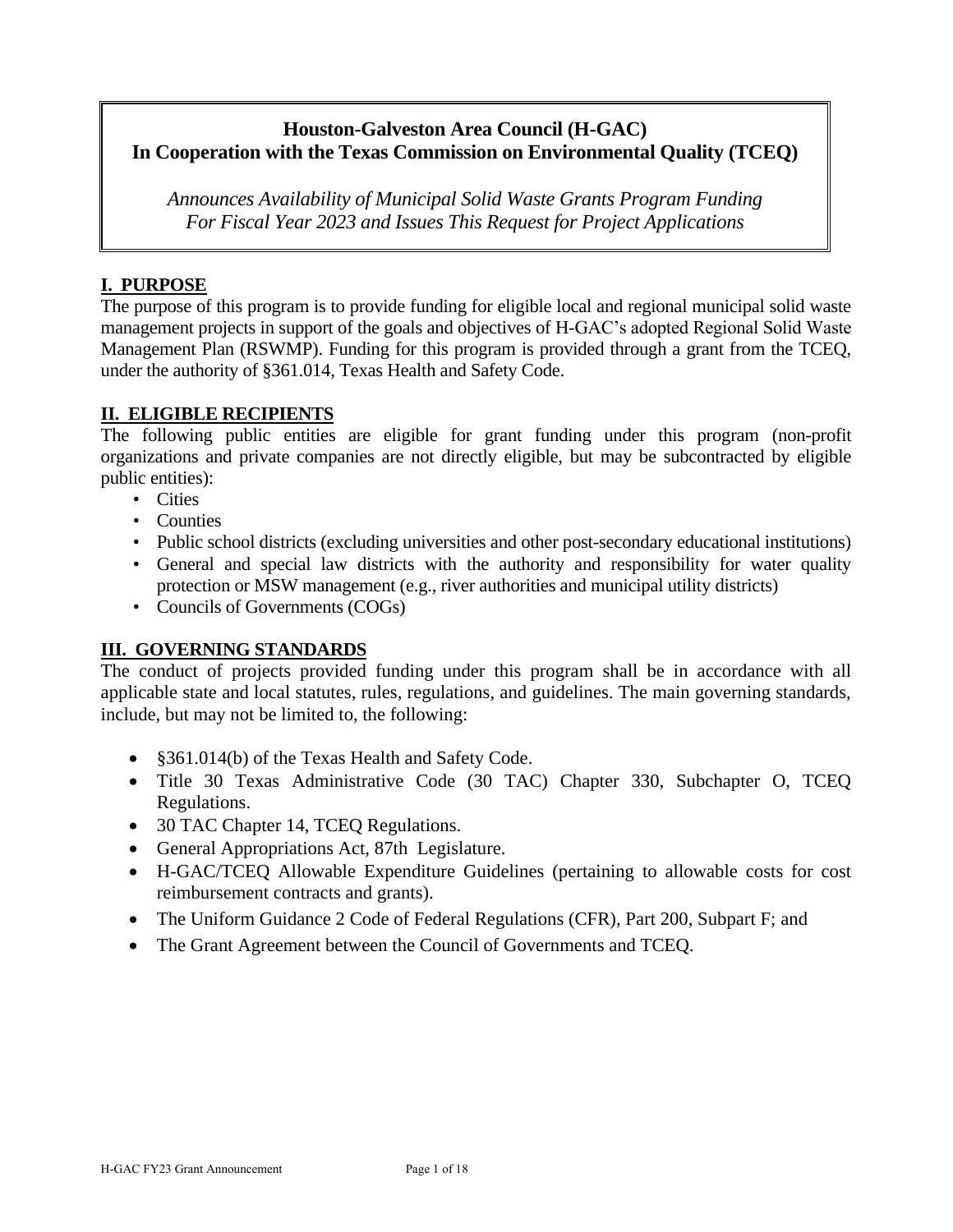**Houston-Galveston Area Council (H-GAC)**
**In Cooperation with the Texas Commission on Environmental Quality (TCEQ)**

*Announces Availability of Municipal Solid Waste Grants Program Funding*
*For Fiscal Year 2023 and Issues This Request for Project Applications*

## I. PURPOSE

The purpose of this program is to provide funding for eligible local and regional municipal solid waste management projects in support of the goals and objectives of H-GAC's adopted Regional Solid Waste Management Plan (RSWMP). Funding for this program is provided through a grant from the TCEQ, under the authority of §361.014, Texas Health and Safety Code.

## II. ELIGIBLE RECIPIENTS

The following public entities are eligible for grant funding under this program (non-profit organizations and private companies are not directly eligible, but may be subcontracted by eligible public entities):

- Cities
- Counties
- Public school districts (excluding universities and other post-secondary educational institutions)
- General and special law districts with the authority and responsibility for water quality protection or MSW management (e.g., river authorities and municipal utility districts)
- Councils of Governments (COGs)

## III. GOVERNING STANDARDS

The conduct of projects provided funding under this program shall be in accordance with all applicable state and local statutes, rules, regulations, and guidelines. The main governing standards, include, but may not be limited to, the following:

- §361.014(b) of the Texas Health and Safety Code.
- Title 30 Texas Administrative Code (30 TAC) Chapter 330, Subchapter O, TCEQ Regulations.
- 30 TAC Chapter 14, TCEQ Regulations.
- General Appropriations Act, 87th Legislature.
- H-GAC/TCEQ Allowable Expenditure Guidelines (pertaining to allowable costs for cost reimbursement contracts and grants).
- The Uniform Guidance 2 Code of Federal Regulations (CFR), Part 200, Subpart F; and
- The Grant Agreement between the Council of Governments and TCEQ.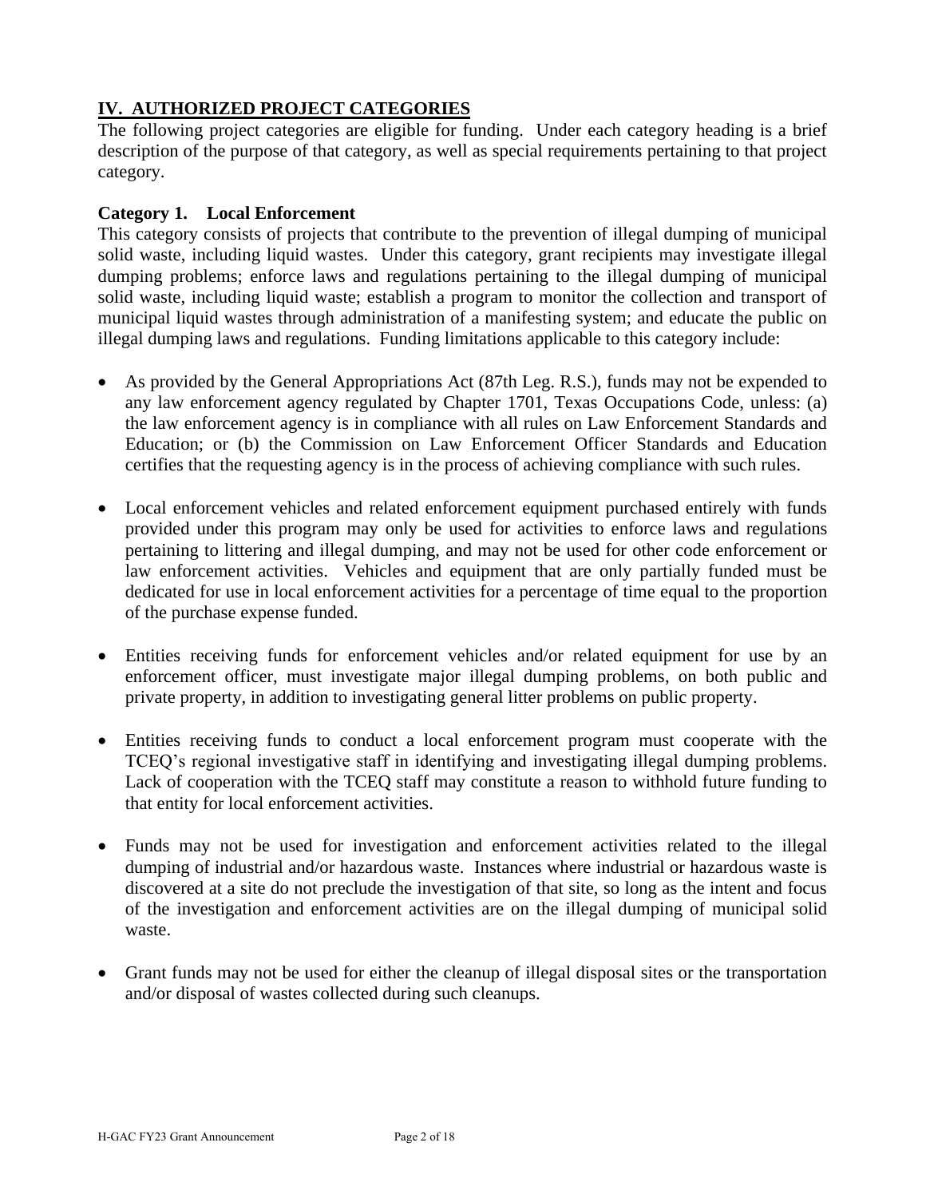## IV. AUTHORIZED PROJECT CATEGORIES

The following project categories are eligible for funding. Under each category heading is a brief description of the purpose of that category, as well as special requirements pertaining to that project category.

### Category 1. Local Enforcement

This category consists of projects that contribute to the prevention of illegal dumping of municipal solid waste, including liquid wastes. Under this category, grant recipients may investigate illegal dumping problems; enforce laws and regulations pertaining to the illegal dumping of municipal solid waste, including liquid waste; establish a program to monitor the collection and transport of municipal liquid wastes through administration of a manifesting system; and educate the public on illegal dumping laws and regulations. Funding limitations applicable to this category include:

- As provided by the General Appropriations Act (87th Leg. R.S.), funds may not be expended to any law enforcement agency regulated by Chapter 1701, Texas Occupations Code, unless: (a) the law enforcement agency is in compliance with all rules on Law Enforcement Standards and Education; or (b) the Commission on Law Enforcement Officer Standards and Education certifies that the requesting agency is in the process of achieving compliance with such rules.

- Local enforcement vehicles and related enforcement equipment purchased entirely with funds provided under this program may only be used for activities to enforce laws and regulations pertaining to littering and illegal dumping, and may not be used for other code enforcement or law enforcement activities. Vehicles and equipment that are only partially funded must be dedicated for use in local enforcement activities for a percentage of time equal to the proportion of the purchase expense funded.

- Entities receiving funds for enforcement vehicles and/or related equipment for use by an enforcement officer, must investigate major illegal dumping problems, on both public and private property, in addition to investigating general litter problems on public property.

- Entities receiving funds to conduct a local enforcement program must cooperate with the TCEQ's regional investigative staff in identifying and investigating illegal dumping problems. Lack of cooperation with the TCEQ staff may constitute a reason to withhold future funding to that entity for local enforcement activities.

- Funds may not be used for investigation and enforcement activities related to the illegal dumping of industrial and/or hazardous waste. Instances where industrial or hazardous waste is discovered at a site do not preclude the investigation of that site, so long as the intent and focus of the investigation and enforcement activities are on the illegal dumping of municipal solid waste.

- Grant funds may not be used for either the cleanup of illegal disposal sites or the transportation and/or disposal of wastes collected during such cleanups.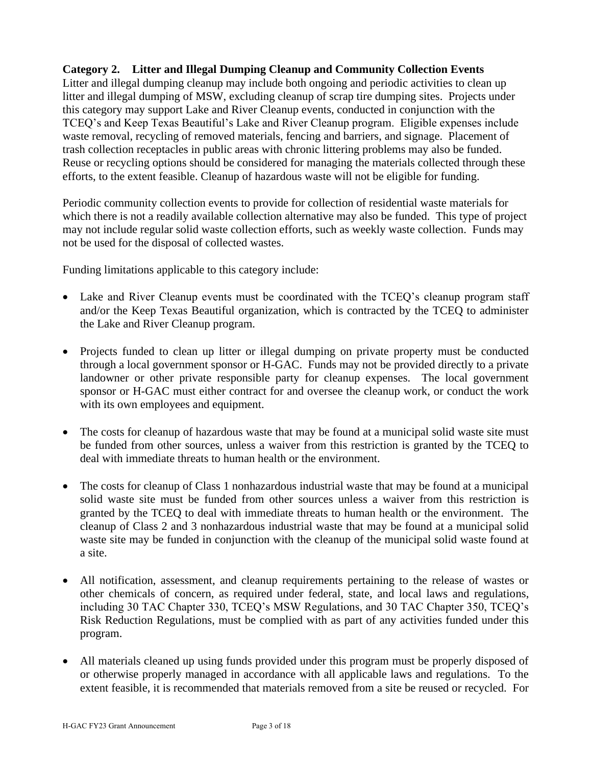**Category 2. Litter and Illegal Dumping Cleanup and Community Collection Events**

Litter and illegal dumping cleanup may include both ongoing and periodic activities to clean up litter and illegal dumping of MSW, excluding cleanup of scrap tire dumping sites. Projects under this category may support Lake and River Cleanup events, conducted in conjunction with the TCEQ's and Keep Texas Beautiful's Lake and River Cleanup program. Eligible expenses include waste removal, recycling of removed materials, fencing and barriers, and signage. Placement of trash collection receptacles in public areas with chronic littering problems may also be funded. Reuse or recycling options should be considered for managing the materials collected through these efforts, to the extent feasible. Cleanup of hazardous waste will not be eligible for funding.

Periodic community collection events to provide for collection of residential waste materials for which there is not a readily available collection alternative may also be funded. This type of project may not include regular solid waste collection efforts, such as weekly waste collection. Funds may not be used for the disposal of collected wastes.

Funding limitations applicable to this category include:

- Lake and River Cleanup events must be coordinated with the TCEQ's cleanup program staff and/or the Keep Texas Beautiful organization, which is contracted by the TCEQ to administer the Lake and River Cleanup program.

- Projects funded to clean up litter or illegal dumping on private property must be conducted through a local government sponsor or H-GAC. Funds may not be provided directly to a private landowner or other private responsible party for cleanup expenses. The local government sponsor or H-GAC must either contract for and oversee the cleanup work, or conduct the work with its own employees and equipment.

- The costs for cleanup of hazardous waste that may be found at a municipal solid waste site must be funded from other sources, unless a waiver from this restriction is granted by the TCEQ to deal with immediate threats to human health or the environment.

- The costs for cleanup of Class 1 nonhazardous industrial waste that may be found at a municipal solid waste site must be funded from other sources unless a waiver from this restriction is granted by the TCEQ to deal with immediate threats to human health or the environment. The cleanup of Class 2 and 3 nonhazardous industrial waste that may be found at a municipal solid waste site may be funded in conjunction with the cleanup of the municipal solid waste found at a site.

- All notification, assessment, and cleanup requirements pertaining to the release of wastes or other chemicals of concern, as required under federal, state, and local laws and regulations, including 30 TAC Chapter 330, TCEQ's MSW Regulations, and 30 TAC Chapter 350, TCEQ's Risk Reduction Regulations, must be complied with as part of any activities funded under this program.

- All materials cleaned up using funds provided under this program must be properly disposed of or otherwise properly managed in accordance with all applicable laws and regulations. To the extent feasible, it is recommended that materials removed from a site be reused or recycled. For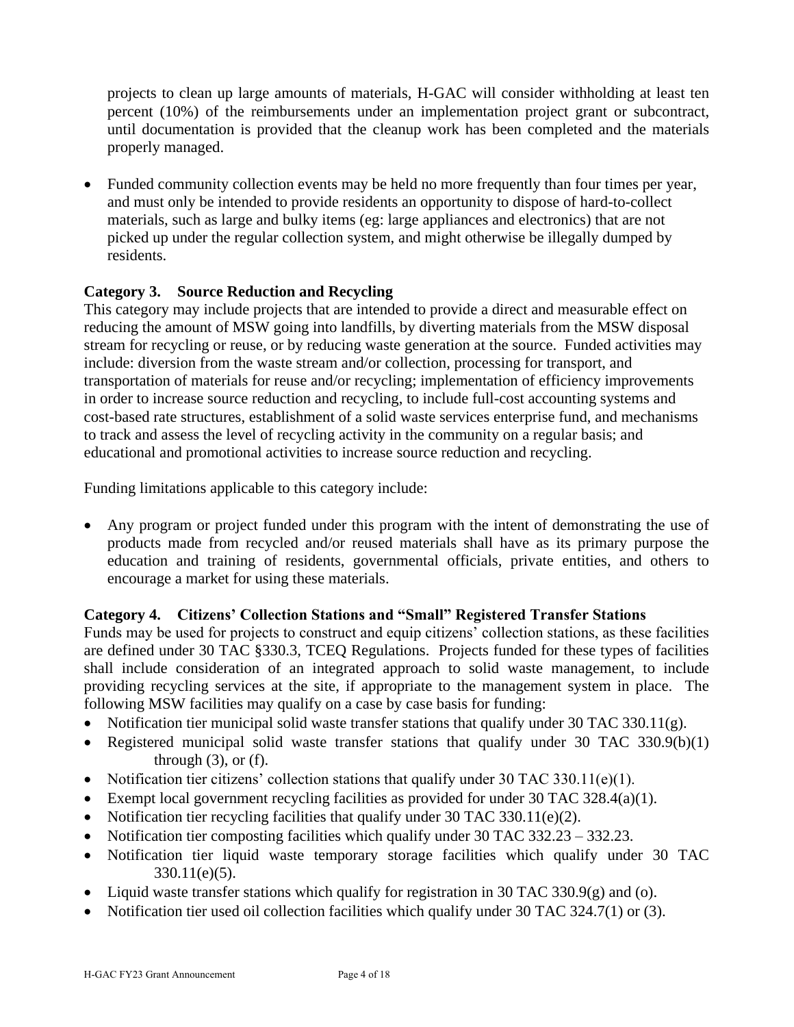projects to clean up large amounts of materials, H-GAC will consider withholding at least ten percent (10%) of the reimbursements under an implementation project grant or subcontract, until documentation is provided that the cleanup work has been completed and the materials properly managed.

- Funded community collection events may be held no more frequently than four times per year, and must only be intended to provide residents an opportunity to dispose of hard-to-collect materials, such as large and bulky items (eg: large appliances and electronics) that are not picked up under the regular collection system, and might otherwise be illegally dumped by residents.

**Category 3. Source Reduction and Recycling**

This category may include projects that are intended to provide a direct and measurable effect on reducing the amount of MSW going into landfills, by diverting materials from the MSW disposal stream for recycling or reuse, or by reducing waste generation at the source. Funded activities may include: diversion from the waste stream and/or collection, processing for transport, and transportation of materials for reuse and/or recycling; implementation of efficiency improvements in order to increase source reduction and recycling, to include full-cost accounting systems and cost-based rate structures, establishment of a solid waste services enterprise fund, and mechanisms to track and assess the level of recycling activity in the community on a regular basis; and educational and promotional activities to increase source reduction and recycling.

Funding limitations applicable to this category include:

- Any program or project funded under this program with the intent of demonstrating the use of products made from recycled and/or reused materials shall have as its primary purpose the education and training of residents, governmental officials, private entities, and others to encourage a market for using these materials.

**Category 4. Citizens' Collection Stations and "Small" Registered Transfer Stations**

Funds may be used for projects to construct and equip citizens' collection stations, as these facilities are defined under 30 TAC §330.3, TCEQ Regulations. Projects funded for these types of facilities shall include consideration of an integrated approach to solid waste management, to include providing recycling services at the site, if appropriate to the management system in place. The following MSW facilities may qualify on a case by case basis for funding:

- Notification tier municipal solid waste transfer stations that qualify under 30 TAC 330.11(g).
- Registered municipal solid waste transfer stations that qualify under 30 TAC 330.9(b)(1) through (3), or (f).
- Notification tier citizens' collection stations that qualify under 30 TAC 330.11(e)(1).
- Exempt local government recycling facilities as provided for under 30 TAC 328.4(a)(1).
- Notification tier recycling facilities that qualify under 30 TAC 330.11(e)(2).
- Notification tier composting facilities which qualify under 30 TAC 332.23 – 332.23.
- Notification tier liquid waste temporary storage facilities which qualify under 30 TAC 330.11(e)(5).
- Liquid waste transfer stations which qualify for registration in 30 TAC 330.9(g) and (o).
- Notification tier used oil collection facilities which qualify under 30 TAC 324.7(1) or (3).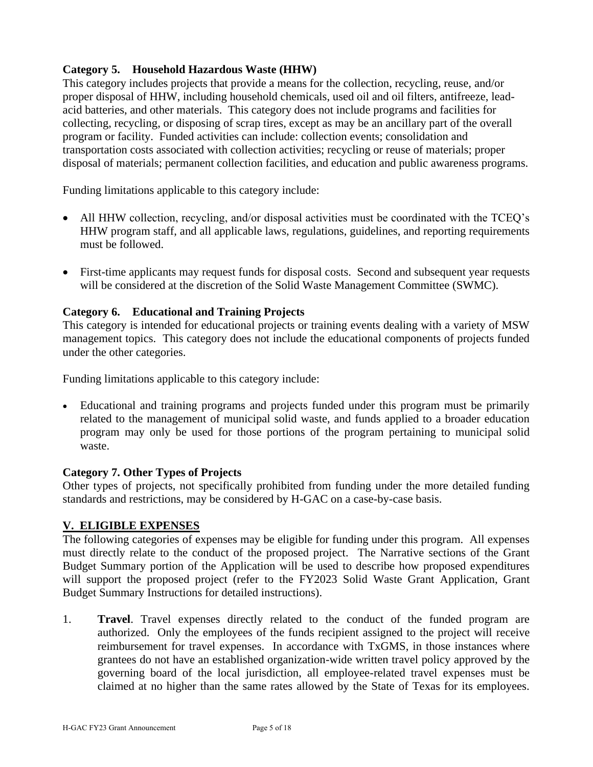### Category 5. Household Hazardous Waste (HHW)

This category includes projects that provide a means for the collection, recycling, reuse, and/or proper disposal of HHW, including household chemicals, used oil and oil filters, antifreeze, lead-acid batteries, and other materials. This category does not include programs and facilities for collecting, recycling, or disposing of scrap tires, except as may be an ancillary part of the overall program or facility. Funded activities can include: collection events; consolidation and transportation costs associated with collection activities; recycling or reuse of materials; proper disposal of materials; permanent collection facilities, and education and public awareness programs.

Funding limitations applicable to this category include:

- All HHW collection, recycling, and/or disposal activities must be coordinated with the TCEQ's HHW program staff, and all applicable laws, regulations, guidelines, and reporting requirements must be followed.
- First-time applicants may request funds for disposal costs. Second and subsequent year requests will be considered at the discretion of the Solid Waste Management Committee (SWMC).

### Category 6. Educational and Training Projects

This category is intended for educational projects or training events dealing with a variety of MSW management topics. This category does not include the educational components of projects funded under the other categories.

Funding limitations applicable to this category include:

- Educational and training programs and projects funded under this program must be primarily related to the management of municipal solid waste, and funds applied to a broader education program may only be used for those portions of the program pertaining to municipal solid waste.

### Category 7. Other Types of Projects

Other types of projects, not specifically prohibited from funding under the more detailed funding standards and restrictions, may be considered by H-GAC on a case-by-case basis.

## V. ELIGIBLE EXPENSES

The following categories of expenses may be eligible for funding under this program. All expenses must directly relate to the conduct of the proposed project. The Narrative sections of the Grant Budget Summary portion of the Application will be used to describe how proposed expenditures will support the proposed project (refer to the FY2023 Solid Waste Grant Application, Grant Budget Summary Instructions for detailed instructions).

1. **Travel**. Travel expenses directly related to the conduct of the funded program are authorized. Only the employees of the funds recipient assigned to the project will receive reimbursement for travel expenses. In accordance with TxGMS, in those instances where grantees do not have an established organization-wide written travel policy approved by the governing board of the local jurisdiction, all employee-related travel expenses must be claimed at no higher than the same rates allowed by the State of Texas for its employees.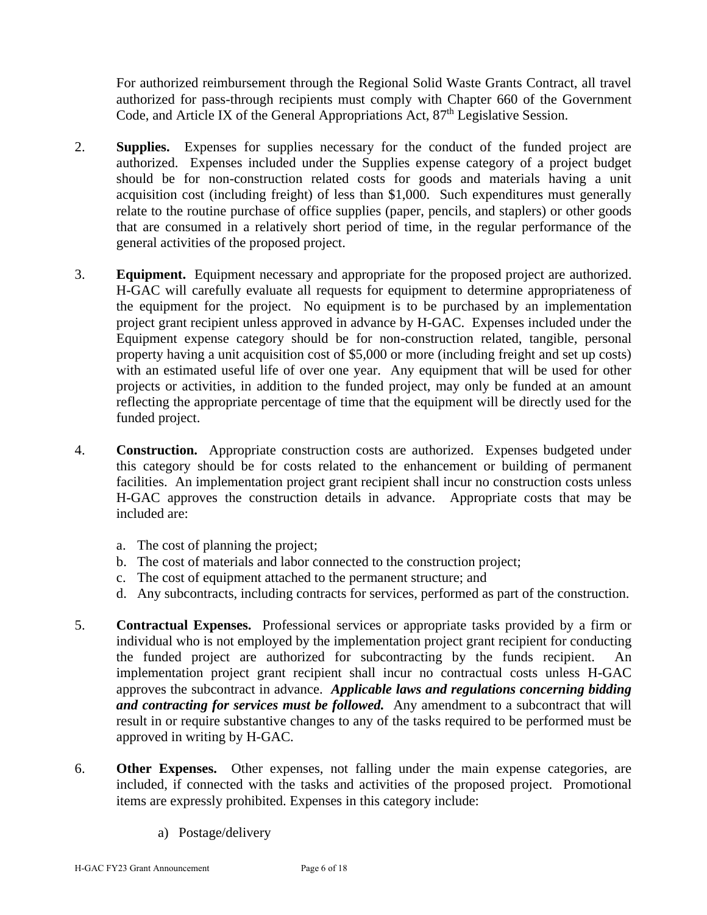For authorized reimbursement through the Regional Solid Waste Grants Contract, all travel authorized for pass-through recipients must comply with Chapter 660 of the Government Code, and Article IX of the General Appropriations Act, 87th Legislative Session.

2. **Supplies.** Expenses for supplies necessary for the conduct of the funded project are authorized. Expenses included under the Supplies expense category of a project budget should be for non-construction related costs for goods and materials having a unit acquisition cost (including freight) of less than $1,000. Such expenditures must generally relate to the routine purchase of office supplies (paper, pencils, and staplers) or other goods that are consumed in a relatively short period of time, in the regular performance of the general activities of the proposed project.

3. **Equipment.** Equipment necessary and appropriate for the proposed project are authorized. H-GAC will carefully evaluate all requests for equipment to determine appropriateness of the equipment for the project. No equipment is to be purchased by an implementation project grant recipient unless approved in advance by H-GAC. Expenses included under the Equipment expense category should be for non-construction related, tangible, personal property having a unit acquisition cost of $5,000 or more (including freight and set up costs) with an estimated useful life of over one year. Any equipment that will be used for other projects or activities, in addition to the funded project, may only be funded at an amount reflecting the appropriate percentage of time that the equipment will be directly used for the funded project.

4. **Construction.** Appropriate construction costs are authorized. Expenses budgeted under this category should be for costs related to the enhancement or building of permanent facilities. An implementation project grant recipient shall incur no construction costs unless H-GAC approves the construction details in advance. Appropriate costs that may be included are:

   a. The cost of planning the project;
   b. The cost of materials and labor connected to the construction project;
   c. The cost of equipment attached to the permanent structure; and
   d. Any subcontracts, including contracts for services, performed as part of the construction.

5. **Contractual Expenses.** Professional services or appropriate tasks provided by a firm or individual who is not employed by the implementation project grant recipient for conducting the funded project are authorized for subcontracting by the funds recipient. An implementation project grant recipient shall incur no contractual costs unless H-GAC approves the subcontract in advance. ***Applicable laws and regulations concerning bidding and contracting for services must be followed.*** Any amendment to a subcontract that will result in or require substantive changes to any of the tasks required to be performed must be approved in writing by H-GAC.

6. **Other Expenses.** Other expenses, not falling under the main expense categories, are included, if connected with the tasks and activities of the proposed project. Promotional items are expressly prohibited. Expenses in this category include:

   a) Postage/delivery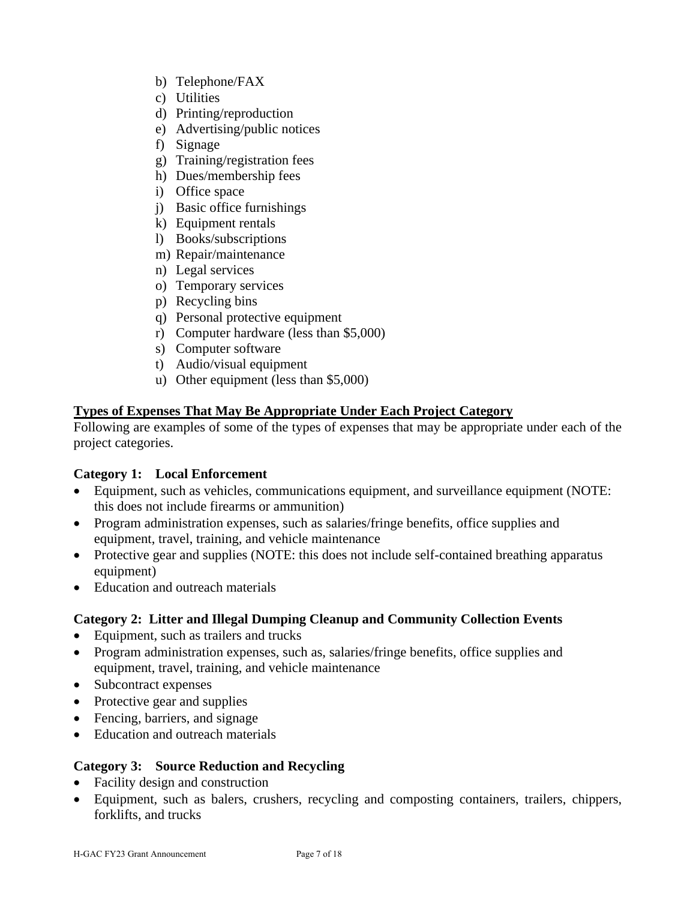b) Telephone/FAX
c) Utilities
d) Printing/reproduction
e) Advertising/public notices
f) Signage
g) Training/registration fees
h) Dues/membership fees
i) Office space
j) Basic office furnishings
k) Equipment rentals
l) Books/subscriptions
m) Repair/maintenance
n) Legal services
o) Temporary services
p) Recycling bins
q) Personal protective equipment
r) Computer hardware (less than $5,000)
s) Computer software
t) Audio/visual equipment
u) Other equipment (less than $5,000)

## Types of Expenses That May Be Appropriate Under Each Project Category

Following are examples of some of the types of expenses that may be appropriate under each of the project categories.

### Category 1: Local Enforcement

- Equipment, such as vehicles, communications equipment, and surveillance equipment (NOTE: this does not include firearms or ammunition)
- Program administration expenses, such as salaries/fringe benefits, office supplies and equipment, travel, training, and vehicle maintenance
- Protective gear and supplies (NOTE: this does not include self-contained breathing apparatus equipment)
- Education and outreach materials

### Category 2: Litter and Illegal Dumping Cleanup and Community Collection Events

- Equipment, such as trailers and trucks
- Program administration expenses, such as, salaries/fringe benefits, office supplies and equipment, travel, training, and vehicle maintenance
- Subcontract expenses
- Protective gear and supplies
- Fencing, barriers, and signage
- Education and outreach materials

### Category 3: Source Reduction and Recycling

- Facility design and construction
- Equipment, such as balers, crushers, recycling and composting containers, trailers, chippers, forklifts, and trucks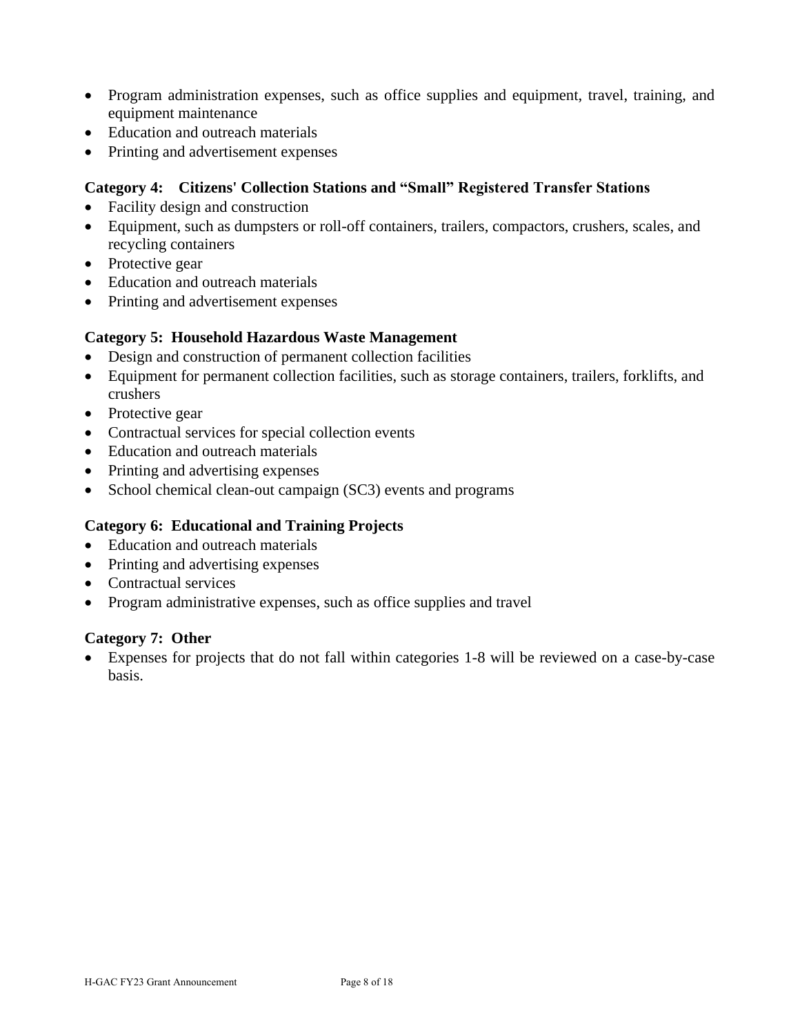- Program administration expenses, such as office supplies and equipment, travel, training, and equipment maintenance
- Education and outreach materials
- Printing and advertisement expenses

**Category 4: Citizens' Collection Stations and "Small" Registered Transfer Stations**

- Facility design and construction
- Equipment, such as dumpsters or roll-off containers, trailers, compactors, crushers, scales, and recycling containers
- Protective gear
- Education and outreach materials
- Printing and advertisement expenses

**Category 5: Household Hazardous Waste Management**

- Design and construction of permanent collection facilities
- Equipment for permanent collection facilities, such as storage containers, trailers, forklifts, and crushers
- Protective gear
- Contractual services for special collection events
- Education and outreach materials
- Printing and advertising expenses
- School chemical clean-out campaign (SC3) events and programs

**Category 6: Educational and Training Projects**

- Education and outreach materials
- Printing and advertising expenses
- Contractual services
- Program administrative expenses, such as office supplies and travel

**Category 7: Other**

- Expenses for projects that do not fall within categories 1-8 will be reviewed on a case-by-case basis.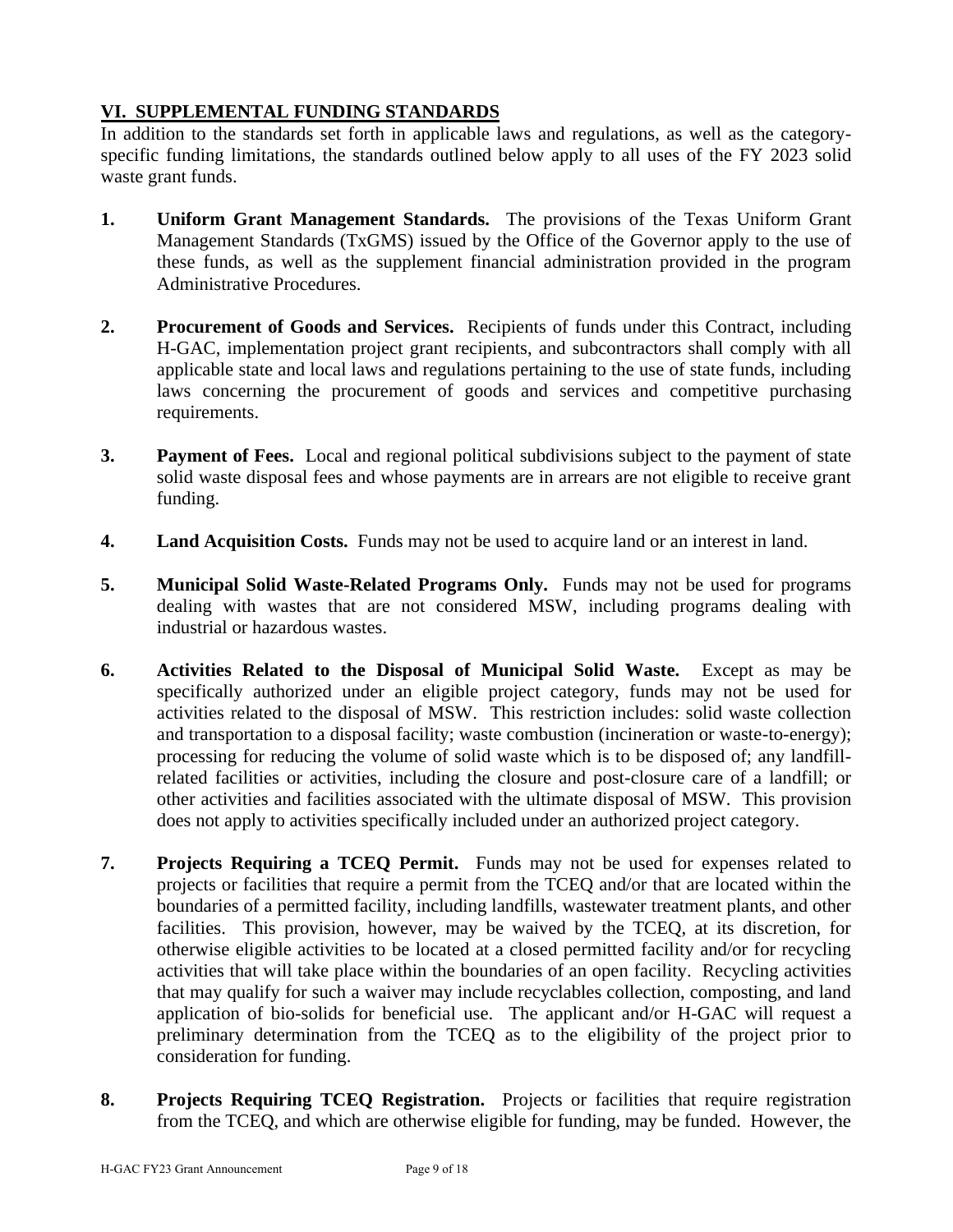## VI. SUPPLEMENTAL FUNDING STANDARDS

In addition to the standards set forth in applicable laws and regulations, as well as the category-specific funding limitations, the standards outlined below apply to all uses of the FY 2023 solid waste grant funds.

1. **Uniform Grant Management Standards.** The provisions of the Texas Uniform Grant Management Standards (TxGMS) issued by the Office of the Governor apply to the use of these funds, as well as the supplement financial administration provided in the program Administrative Procedures.

2. **Procurement of Goods and Services.** Recipients of funds under this Contract, including H-GAC, implementation project grant recipients, and subcontractors shall comply with all applicable state and local laws and regulations pertaining to the use of state funds, including laws concerning the procurement of goods and services and competitive purchasing requirements.

3. **Payment of Fees.** Local and regional political subdivisions subject to the payment of state solid waste disposal fees and whose payments are in arrears are not eligible to receive grant funding.

4. **Land Acquisition Costs.** Funds may not be used to acquire land or an interest in land.

5. **Municipal Solid Waste-Related Programs Only.** Funds may not be used for programs dealing with wastes that are not considered MSW, including programs dealing with industrial or hazardous wastes.

6. **Activities Related to the Disposal of Municipal Solid Waste.** Except as may be specifically authorized under an eligible project category, funds may not be used for activities related to the disposal of MSW. This restriction includes: solid waste collection and transportation to a disposal facility; waste combustion (incineration or waste-to-energy); processing for reducing the volume of solid waste which is to be disposed of; any landfill-related facilities or activities, including the closure and post-closure care of a landfill; or other activities and facilities associated with the ultimate disposal of MSW. This provision does not apply to activities specifically included under an authorized project category.

7. **Projects Requiring a TCEQ Permit.** Funds may not be used for expenses related to projects or facilities that require a permit from the TCEQ and/or that are located within the boundaries of a permitted facility, including landfills, wastewater treatment plants, and other facilities. This provision, however, may be waived by the TCEQ, at its discretion, for otherwise eligible activities to be located at a closed permitted facility and/or for recycling activities that will take place within the boundaries of an open facility. Recycling activities that may qualify for such a waiver may include recyclables collection, composting, and land application of bio-solids for beneficial use. The applicant and/or H-GAC will request a preliminary determination from the TCEQ as to the eligibility of the project prior to consideration for funding.

8. **Projects Requiring TCEQ Registration.** Projects or facilities that require registration from the TCEQ, and which are otherwise eligible for funding, may be funded. However, the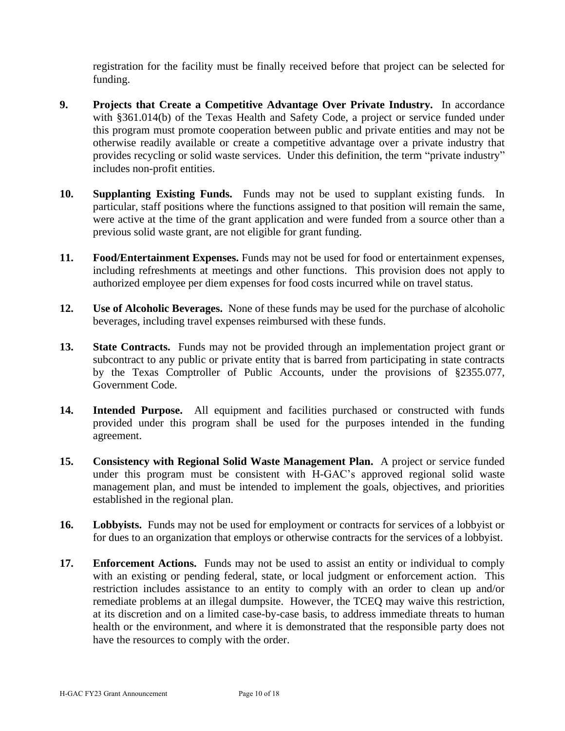registration for the facility must be finally received before that project can be selected for funding.

9. **Projects that Create a Competitive Advantage Over Private Industry.** In accordance with §361.014(b) of the Texas Health and Safety Code, a project or service funded under this program must promote cooperation between public and private entities and may not be otherwise readily available or create a competitive advantage over a private industry that provides recycling or solid waste services. Under this definition, the term "private industry" includes non-profit entities.

10. **Supplanting Existing Funds.** Funds may not be used to supplant existing funds. In particular, staff positions where the functions assigned to that position will remain the same, were active at the time of the grant application and were funded from a source other than a previous solid waste grant, are not eligible for grant funding.

11. **Food/Entertainment Expenses.** Funds may not be used for food or entertainment expenses, including refreshments at meetings and other functions. This provision does not apply to authorized employee per diem expenses for food costs incurred while on travel status.

12. **Use of Alcoholic Beverages.** None of these funds may be used for the purchase of alcoholic beverages, including travel expenses reimbursed with these funds.

13. **State Contracts.** Funds may not be provided through an implementation project grant or subcontract to any public or private entity that is barred from participating in state contracts by the Texas Comptroller of Public Accounts, under the provisions of §2355.077, Government Code.

14. **Intended Purpose.** All equipment and facilities purchased or constructed with funds provided under this program shall be used for the purposes intended in the funding agreement.

15. **Consistency with Regional Solid Waste Management Plan.** A project or service funded under this program must be consistent with H-GAC's approved regional solid waste management plan, and must be intended to implement the goals, objectives, and priorities established in the regional plan.

16. **Lobbyists.** Funds may not be used for employment or contracts for services of a lobbyist or for dues to an organization that employs or otherwise contracts for the services of a lobbyist.

17. **Enforcement Actions.** Funds may not be used to assist an entity or individual to comply with an existing or pending federal, state, or local judgment or enforcement action. This restriction includes assistance to an entity to comply with an order to clean up and/or remediate problems at an illegal dumpsite. However, the TCEQ may waive this restriction, at its discretion and on a limited case-by-case basis, to address immediate threats to human health or the environment, and where it is demonstrated that the responsible party does not have the resources to comply with the order.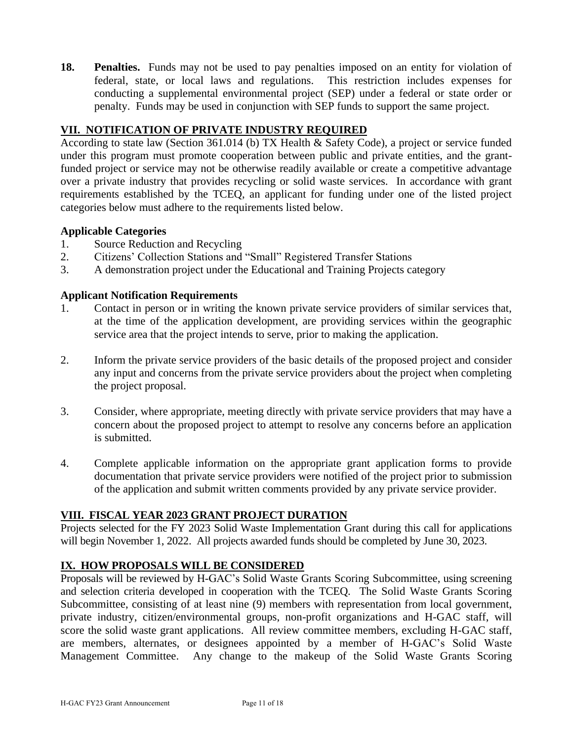**18. Penalties.** Funds may not be used to pay penalties imposed on an entity for violation of federal, state, or local laws and regulations. This restriction includes expenses for conducting a supplemental environmental project (SEP) under a federal or state order or penalty. Funds may be used in conjunction with SEP funds to support the same project.

## VII. NOTIFICATION OF PRIVATE INDUSTRY REQUIRED

According to state law (Section 361.014 (b) TX Health & Safety Code), a project or service funded under this program must promote cooperation between public and private entities, and the grant-funded project or service may not be otherwise readily available or create a competitive advantage over a private industry that provides recycling or solid waste services. In accordance with grant requirements established by the TCEQ, an applicant for funding under one of the listed project categories below must adhere to the requirements listed below.

### Applicable Categories

1. Source Reduction and Recycling
2. Citizens' Collection Stations and "Small" Registered Transfer Stations
3. A demonstration project under the Educational and Training Projects category

### Applicant Notification Requirements

1. Contact in person or in writing the known private service providers of similar services that, at the time of the application development, are providing services within the geographic service area that the project intends to serve, prior to making the application.

2. Inform the private service providers of the basic details of the proposed project and consider any input and concerns from the private service providers about the project when completing the project proposal.

3. Consider, where appropriate, meeting directly with private service providers that may have a concern about the proposed project to attempt to resolve any concerns before an application is submitted.

4. Complete applicable information on the appropriate grant application forms to provide documentation that private service providers were notified of the project prior to submission of the application and submit written comments provided by any private service provider.

## VIII. FISCAL YEAR 2023 GRANT PROJECT DURATION

Projects selected for the FY 2023 Solid Waste Implementation Grant during this call for applications will begin November 1, 2022. All projects awarded funds should be completed by June 30, 2023.

## IX. HOW PROPOSALS WILL BE CONSIDERED

Proposals will be reviewed by H-GAC's Solid Waste Grants Scoring Subcommittee, using screening and selection criteria developed in cooperation with the TCEQ. The Solid Waste Grants Scoring Subcommittee, consisting of at least nine (9) members with representation from local government, private industry, citizen/environmental groups, non-profit organizations and H-GAC staff, will score the solid waste grant applications. All review committee members, excluding H-GAC staff, are members, alternates, or designees appointed by a member of H-GAC's Solid Waste Management Committee. Any change to the makeup of the Solid Waste Grants Scoring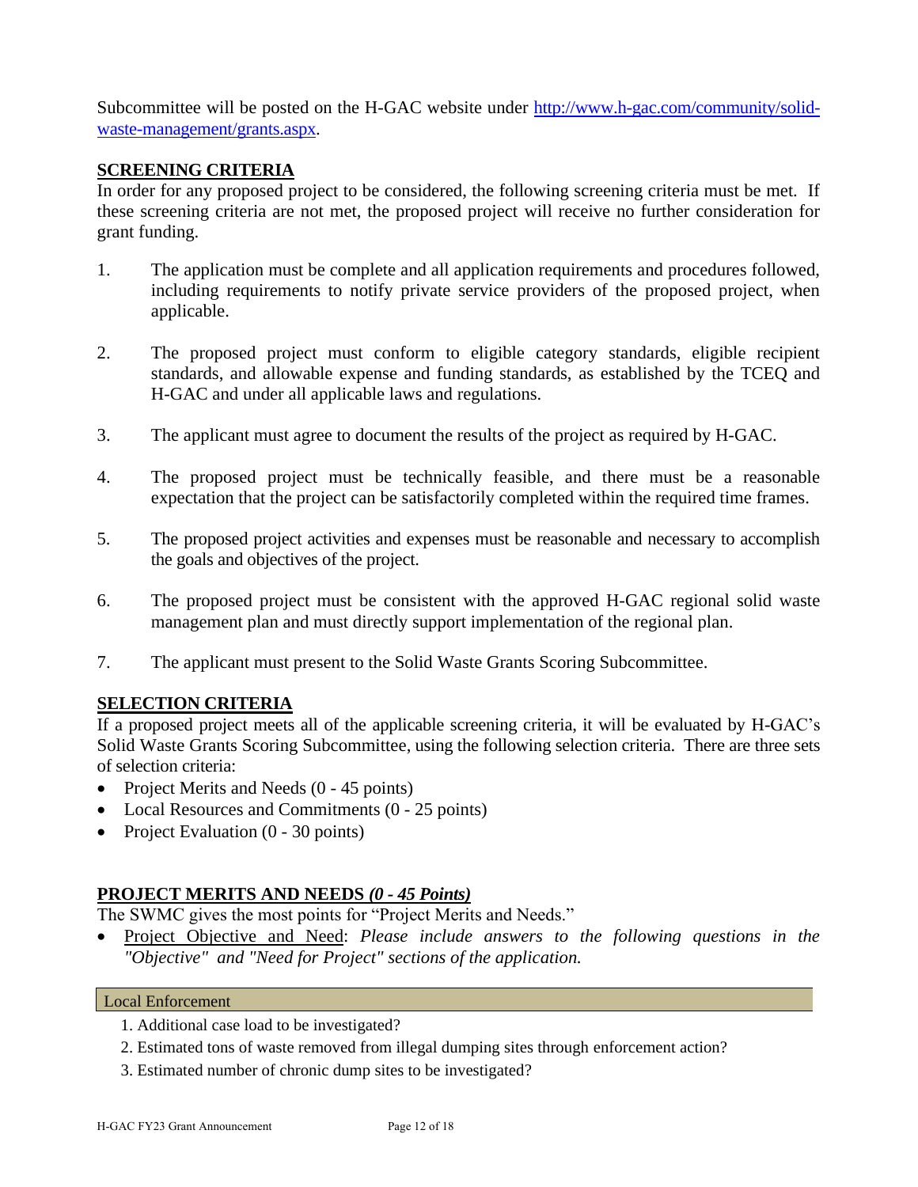Subcommittee will be posted on the H-GAC website under [http://www.h-gac.com/community/solid-waste-management/grants.aspx](http://www.h-gac.com/community/solid-waste-management/grants.aspx).

## SCREENING CRITERIA

In order for any proposed project to be considered, the following screening criteria must be met. If these screening criteria are not met, the proposed project will receive no further consideration for grant funding.

1. The application must be complete and all application requirements and procedures followed, including requirements to notify private service providers of the proposed project, when applicable.

2. The proposed project must conform to eligible category standards, eligible recipient standards, and allowable expense and funding standards, as established by the TCEQ and H-GAC and under all applicable laws and regulations.

3. The applicant must agree to document the results of the project as required by H-GAC.

4. The proposed project must be technically feasible, and there must be a reasonable expectation that the project can be satisfactorily completed within the required time frames.

5. The proposed project activities and expenses must be reasonable and necessary to accomplish the goals and objectives of the project.

6. The proposed project must be consistent with the approved H-GAC regional solid waste management plan and must directly support implementation of the regional plan.

7. The applicant must present to the Solid Waste Grants Scoring Subcommittee.

## SELECTION CRITERIA

If a proposed project meets all of the applicable screening criteria, it will be evaluated by H-GAC's Solid Waste Grants Scoring Subcommittee, using the following selection criteria. There are three sets of selection criteria:

- Project Merits and Needs (0 - 45 points)
- Local Resources and Commitments (0 - 25 points)
- Project Evaluation (0 - 30 points)

## PROJECT MERITS AND NEEDS *(0 - 45 Points)*

The SWMC gives the most points for "Project Merits and Needs."

- Project Objective and Need: *Please include answers to the following questions in the "Objective" and "Need for Project" sections of the application.*

| Local Enforcement |
|---|

1. Additional case load to be investigated?
2. Estimated tons of waste removed from illegal dumping sites through enforcement action?
3. Estimated number of chronic dump sites to be investigated?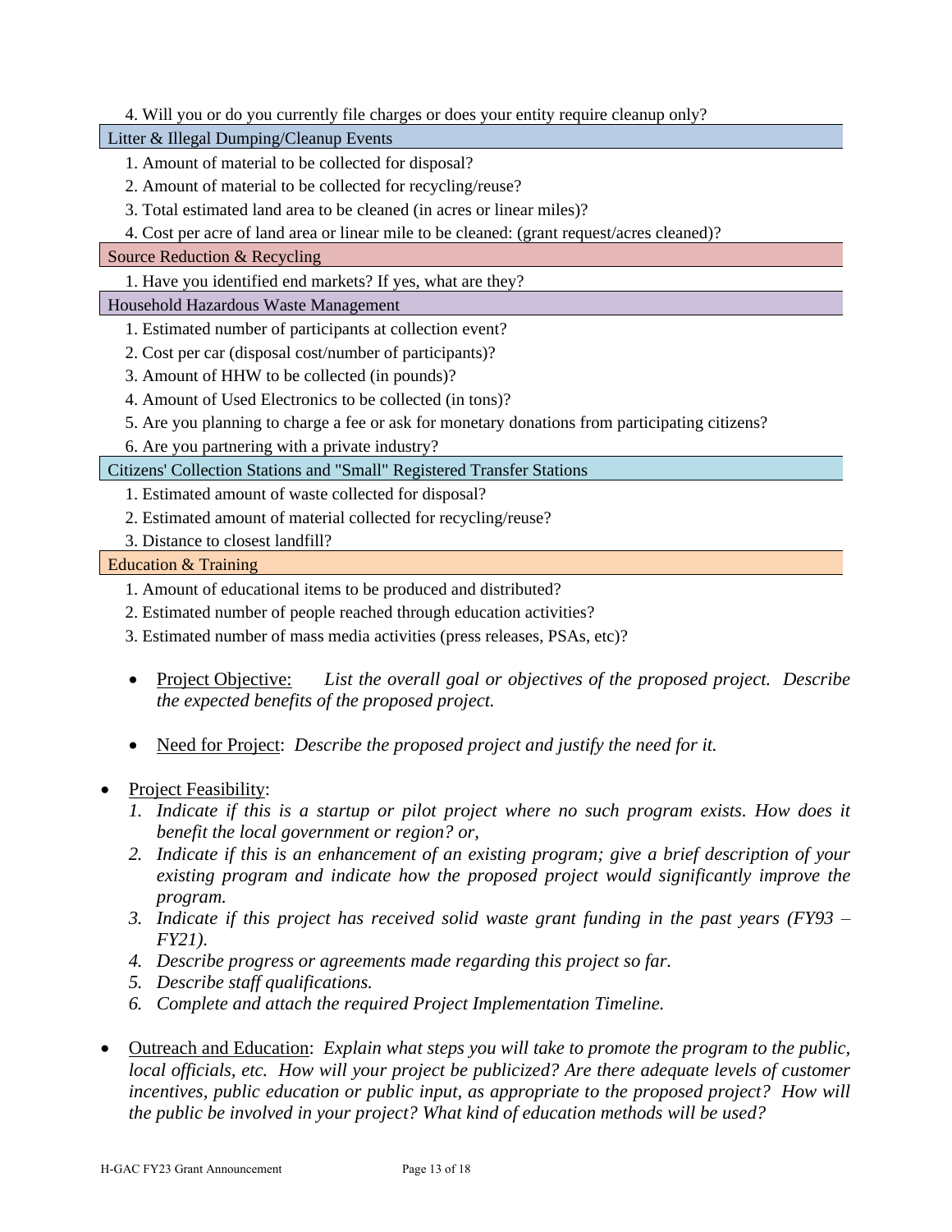4. Will you or do you currently file charges or does your entity require cleanup only?

**Litter & Illegal Dumping/Cleanup Events**

1. Amount of material to be collected for disposal?
2. Amount of material to be collected for recycling/reuse?
3. Total estimated land area to be cleaned (in acres or linear miles)?
4. Cost per acre of land area or linear mile to be cleaned: (grant request/acres cleaned)?

**Source Reduction & Recycling**

1. Have you identified end markets? If yes, what are they?

**Household Hazardous Waste Management**

1. Estimated number of participants at collection event?
2. Cost per car (disposal cost/number of participants)?
3. Amount of HHW to be collected (in pounds)?
4. Amount of Used Electronics to be collected (in tons)?
5. Are you planning to charge a fee or ask for monetary donations from participating citizens?
6. Are you partnering with a private industry?

**Citizens' Collection Stations and "Small" Registered Transfer Stations**

1. Estimated amount of waste collected for disposal?
2. Estimated amount of material collected for recycling/reuse?
3. Distance to closest landfill?

**Education & Training**

1. Amount of educational items to be produced and distributed?
2. Estimated number of people reached through education activities?
3. Estimated number of mass media activities (press releases, PSAs, etc)?

- Project Objective: *List the overall goal or objectives of the proposed project. Describe the expected benefits of the proposed project.*

- Need for Project: *Describe the proposed project and justify the need for it.*

- Project Feasibility:
  1. *Indicate if this is a startup or pilot project where no such program exists. How does it benefit the local government or region? or,*
  2. *Indicate if this is an enhancement of an existing program; give a brief description of your existing program and indicate how the proposed project would significantly improve the program.*
  3. *Indicate if this project has received solid waste grant funding in the past years (FY93 – FY21).*
  4. *Describe progress or agreements made regarding this project so far.*
  5. *Describe staff qualifications.*
  6. *Complete and attach the required Project Implementation Timeline.*

- Outreach and Education: *Explain what steps you will take to promote the program to the public, local officials, etc. How will your project be publicized? Are there adequate levels of customer incentives, public education or public input, as appropriate to the proposed project? How will the public be involved in your project? What kind of education methods will be used?*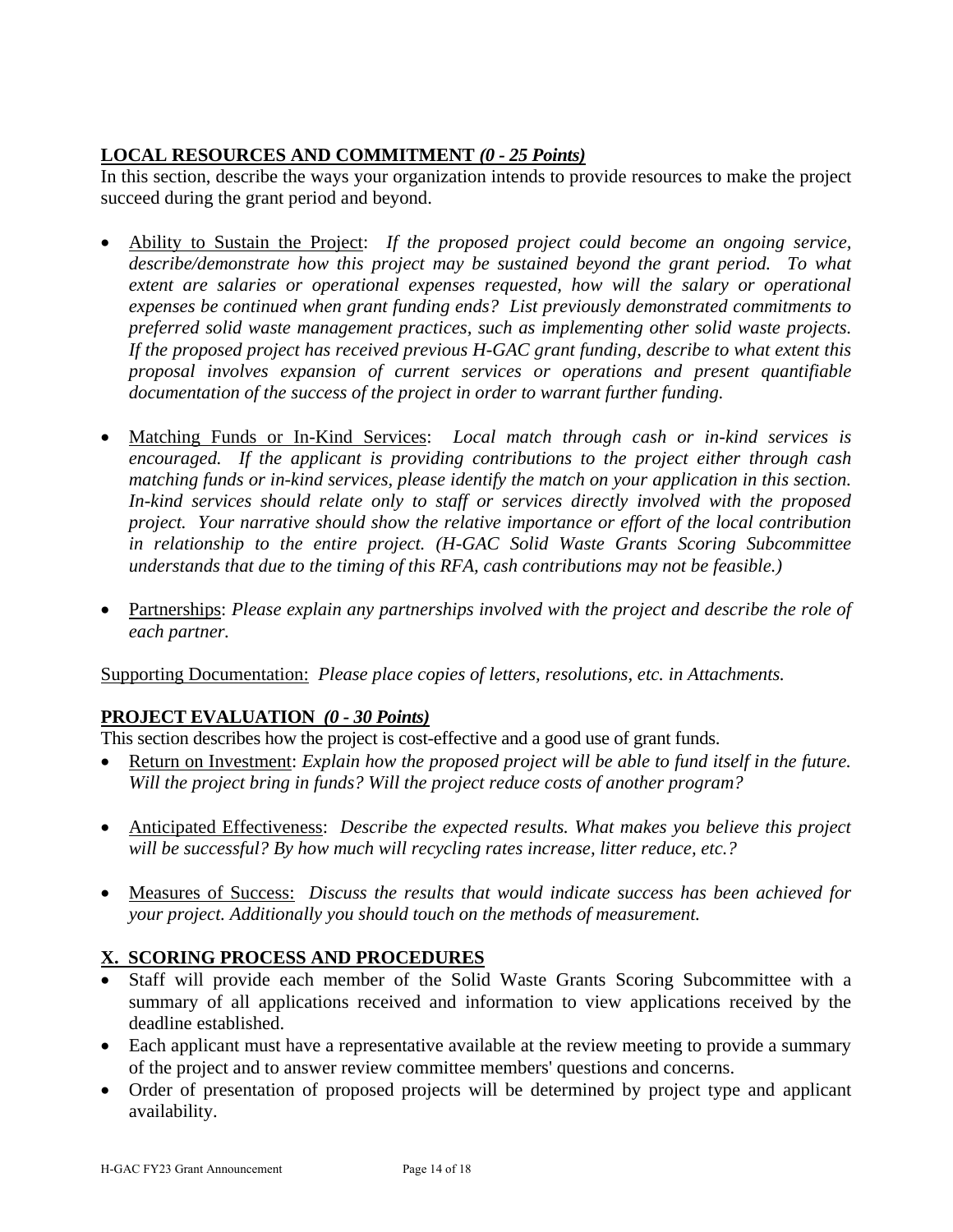**<u>LOCAL RESOURCES AND COMMITMENT *(0 - 25 Points)*</u>**

In this section, describe the ways your organization intends to provide resources to make the project succeed during the grant period and beyond.

- <u>Ability to Sustain the Project</u>: *If the proposed project could become an ongoing service, describe/demonstrate how this project may be sustained beyond the grant period. To what extent are salaries or operational expenses requested, how will the salary or operational expenses be continued when grant funding ends? List previously demonstrated commitments to preferred solid waste management practices, such as implementing other solid waste projects. If the proposed project has received previous H-GAC grant funding, describe to what extent this proposal involves expansion of current services or operations and present quantifiable documentation of the success of the project in order to warrant further funding.*

- <u>Matching Funds or In-Kind Services</u>: *Local match through cash or in-kind services is encouraged. If the applicant is providing contributions to the project either through cash matching funds or in-kind services, please identify the match on your application in this section. In-kind services should relate only to staff or services directly involved with the proposed project. Your narrative should show the relative importance or effort of the local contribution in relationship to the entire project. (H-GAC Solid Waste Grants Scoring Subcommittee understands that due to the timing of this RFA, cash contributions may not be feasible.)*

- <u>Partnerships</u>: *Please explain any partnerships involved with the project and describe the role of each partner.*

<u>Supporting Documentation:</u> *Please place copies of letters, resolutions, etc. in Attachments.*

**<u>PROJECT EVALUATION *(0 - 30 Points)*</u>**

This section describes how the project is cost-effective and a good use of grant funds.

- <u>Return on Investment</u>: *Explain how the proposed project will be able to fund itself in the future. Will the project bring in funds? Will the project reduce costs of another program?*

- <u>Anticipated Effectiveness</u>: *Describe the expected results. What makes you believe this project will be successful? By how much will recycling rates increase, litter reduce, etc.?*

- <u>Measures of Success:</u> *Discuss the results that would indicate success has been achieved for your project. Additionally you should touch on the methods of measurement.*

## <u>X. SCORING PROCESS AND PROCEDURES</u>

- Staff will provide each member of the Solid Waste Grants Scoring Subcommittee with a summary of all applications received and information to view applications received by the deadline established.
- Each applicant must have a representative available at the review meeting to provide a summary of the project and to answer review committee members' questions and concerns.
- Order of presentation of proposed projects will be determined by project type and applicant availability.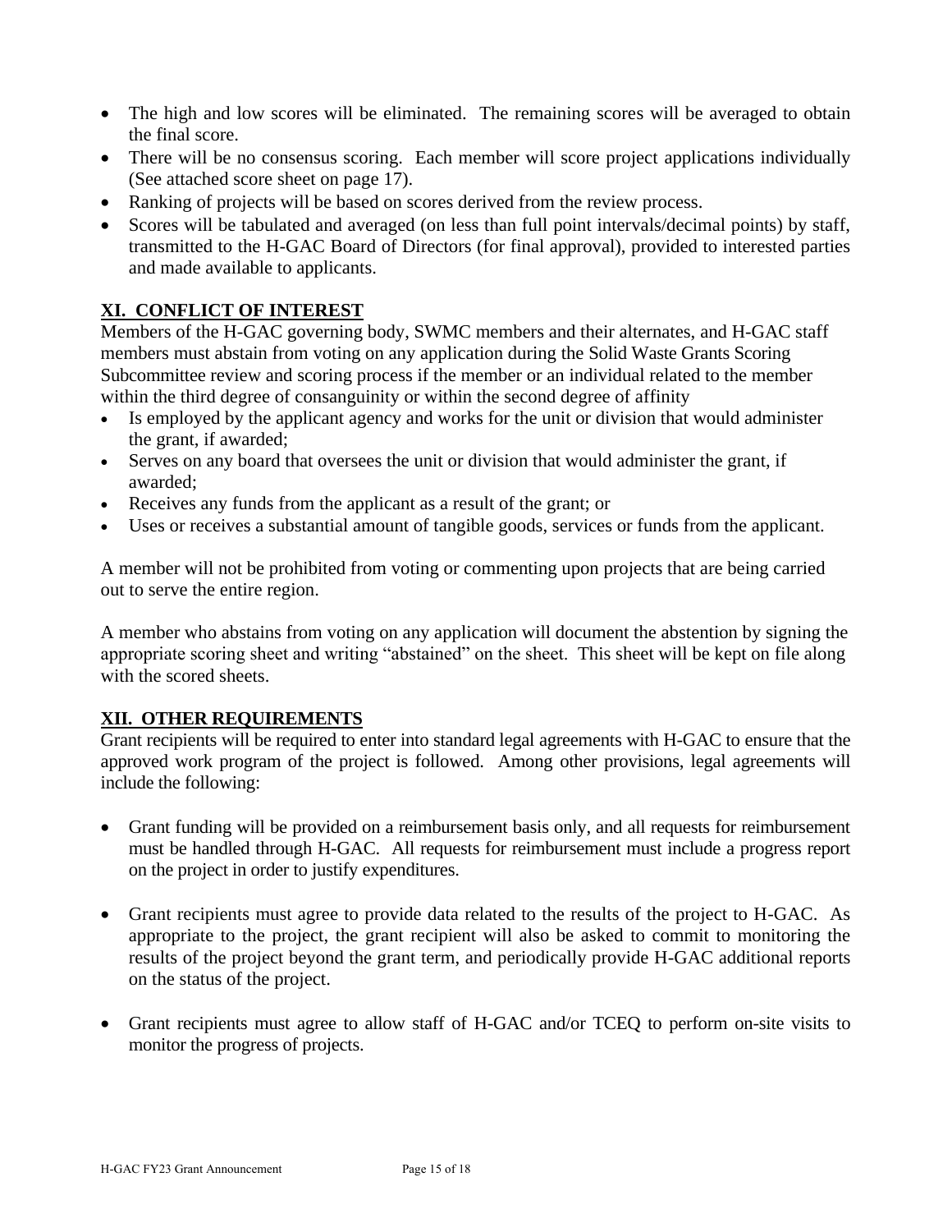- The high and low scores will be eliminated. The remaining scores will be averaged to obtain the final score.
- There will be no consensus scoring. Each member will score project applications individually (See attached score sheet on page 17).
- Ranking of projects will be based on scores derived from the review process.
- Scores will be tabulated and averaged (on less than full point intervals/decimal points) by staff, transmitted to the H-GAC Board of Directors (for final approval), provided to interested parties and made available to applicants.

## XI. CONFLICT OF INTEREST

Members of the H-GAC governing body, SWMC members and their alternates, and H-GAC staff members must abstain from voting on any application during the Solid Waste Grants Scoring Subcommittee review and scoring process if the member or an individual related to the member within the third degree of consanguinity or within the second degree of affinity

- Is employed by the applicant agency and works for the unit or division that would administer the grant, if awarded;
- Serves on any board that oversees the unit or division that would administer the grant, if awarded;
- Receives any funds from the applicant as a result of the grant; or
- Uses or receives a substantial amount of tangible goods, services or funds from the applicant.

A member will not be prohibited from voting or commenting upon projects that are being carried out to serve the entire region.

A member who abstains from voting on any application will document the abstention by signing the appropriate scoring sheet and writing "abstained" on the sheet. This sheet will be kept on file along with the scored sheets.

## XII. OTHER REQUIREMENTS

Grant recipients will be required to enter into standard legal agreements with H-GAC to ensure that the approved work program of the project is followed. Among other provisions, legal agreements will include the following:

- Grant funding will be provided on a reimbursement basis only, and all requests for reimbursement must be handled through H-GAC. All requests for reimbursement must include a progress report on the project in order to justify expenditures.

- Grant recipients must agree to provide data related to the results of the project to H-GAC. As appropriate to the project, the grant recipient will also be asked to commit to monitoring the results of the project beyond the grant term, and periodically provide H-GAC additional reports on the status of the project.

- Grant recipients must agree to allow staff of H-GAC and/or TCEQ to perform on-site visits to monitor the progress of projects.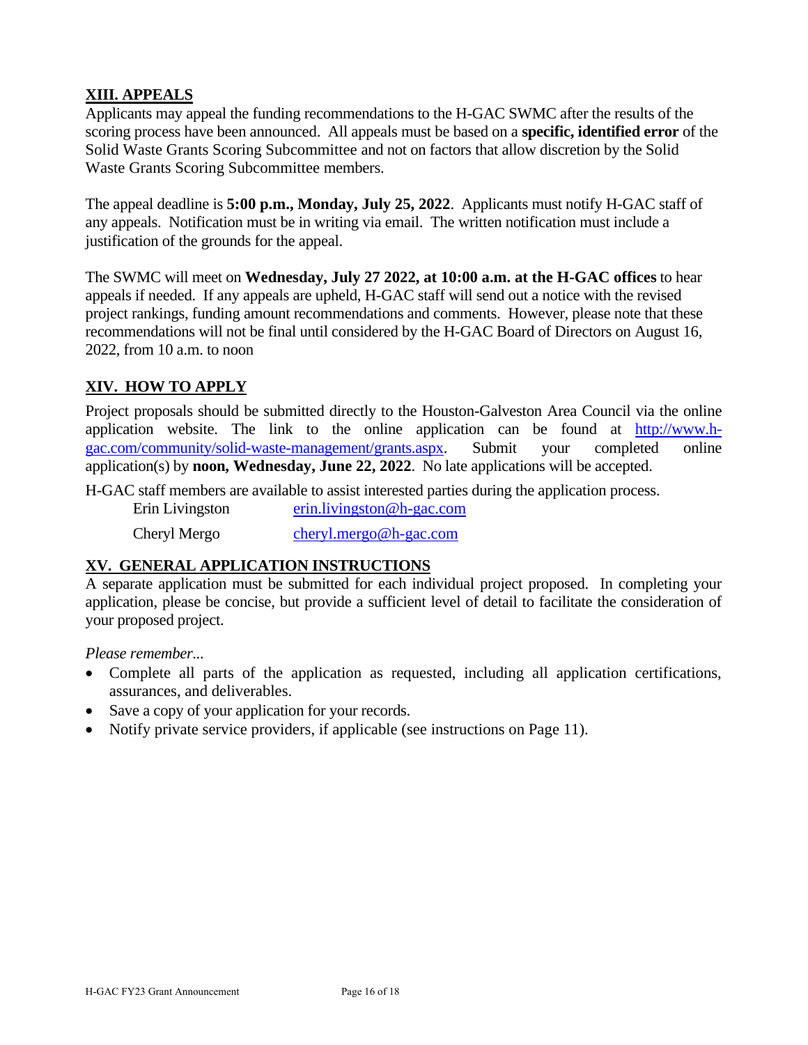## XIII. APPEALS

Applicants may appeal the funding recommendations to the H-GAC SWMC after the results of the scoring process have been announced. All appeals must be based on a **specific, identified error** of the Solid Waste Grants Scoring Subcommittee and not on factors that allow discretion by the Solid Waste Grants Scoring Subcommittee members.

The appeal deadline is **5:00 p.m., Monday, July 25, 2022**. Applicants must notify H-GAC staff of any appeals. Notification must be in writing via email. The written notification must include a justification of the grounds for the appeal.

The SWMC will meet on **Wednesday, July 27 2022, at 10:00 a.m. at the H-GAC offices** to hear appeals if needed. If any appeals are upheld, H-GAC staff will send out a notice with the revised project rankings, funding amount recommendations and comments. However, please note that these recommendations will not be final until considered by the H-GAC Board of Directors on August 16, 2022, from 10 a.m. to noon

## XIV. HOW TO APPLY

Project proposals should be submitted directly to the Houston-Galveston Area Council via the online application website. The link to the online application can be found at http://www.h-gac.com/community/solid-waste-management/grants.aspx. Submit your completed online application(s) by **noon, Wednesday, June 22, 2022**. No late applications will be accepted.

H-GAC staff members are available to assist interested parties during the application process.

Erin Livingston erin.livingston@h-gac.com

Cheryl Mergo cheryl.mergo@h-gac.com

## XV. GENERAL APPLICATION INSTRUCTIONS

A separate application must be submitted for each individual project proposed. In completing your application, please be concise, but provide a sufficient level of detail to facilitate the consideration of your proposed project.

*Please remember...*

- Complete all parts of the application as requested, including all application certifications, assurances, and deliverables.
- Save a copy of your application for your records.
- Notify private service providers, if applicable (see instructions on Page 11).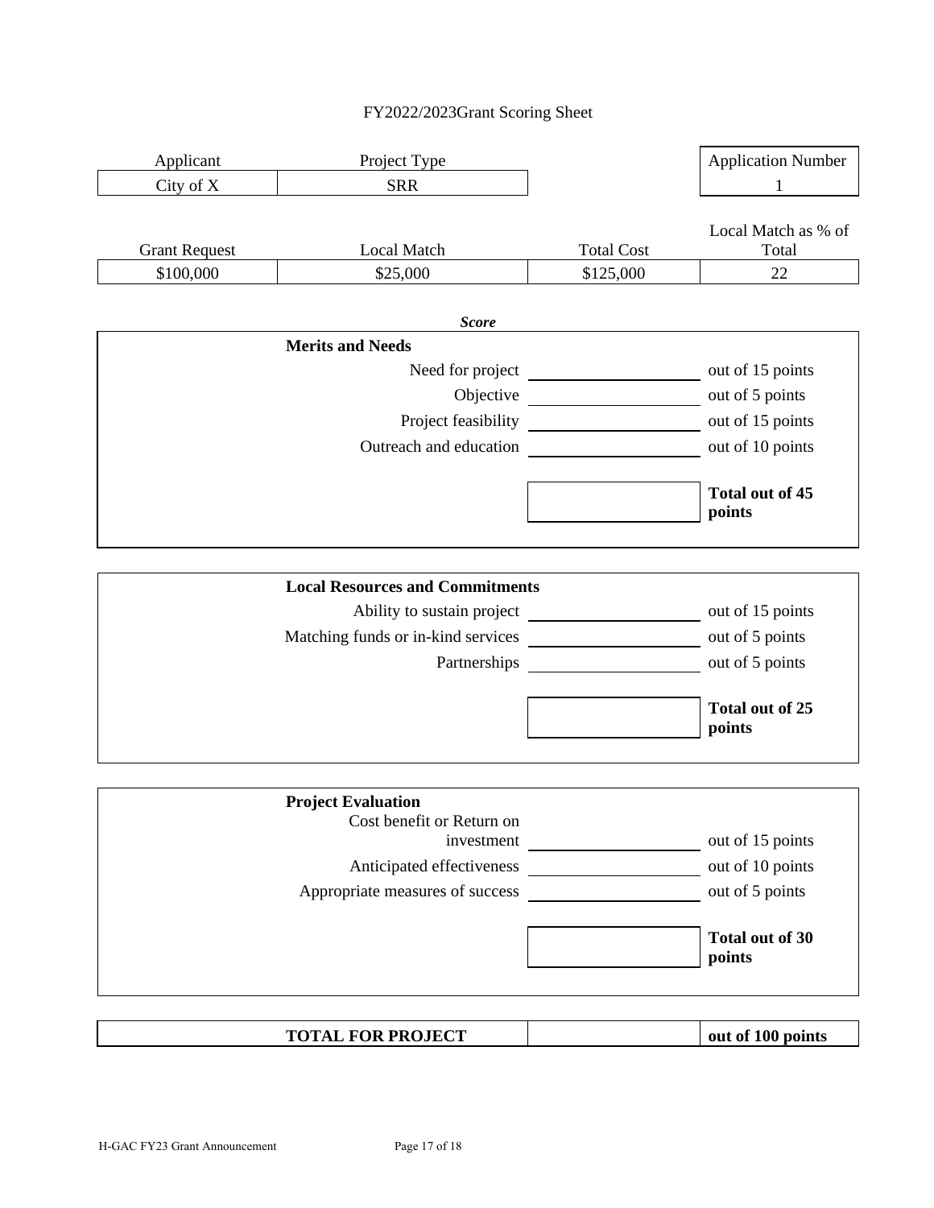FY2022/2023Grant Scoring Sheet

| Applicant | Project Type | | Application Number |
|---|---|---|---|
| City of X | SRR | | 1 |

| Grant Request | Local Match | Total Cost | Local Match as % of Total |
|---|---|---|---|
| $100,000 | $25,000 | $125,000 | 22 |

***Score***

| **Merits and Needs** | | |
|---|---|---|
| Need for project | | out of 15 points |
| Objective | | out of 5 points |
| Project feasibility | | out of 15 points |
| Outreach and education | | out of 10 points |
| | | **Total out of 45 points** |

| **Local Resources and Commitments** | | |
|---|---|---|
| Ability to sustain project | | out of 15 points |
| Matching funds or in-kind services | | out of 5 points |
| Partnerships | | out of 5 points |
| | | **Total out of 25 points** |

| **Project Evaluation** | | |
|---|---|---|
| Cost benefit or Return on investment | | out of 15 points |
| Anticipated effectiveness | | out of 10 points |
| Appropriate measures of success | | out of 5 points |
| | | **Total out of 30 points** |

| **TOTAL FOR PROJECT** | | **out of 100 points** |
|---|---|---|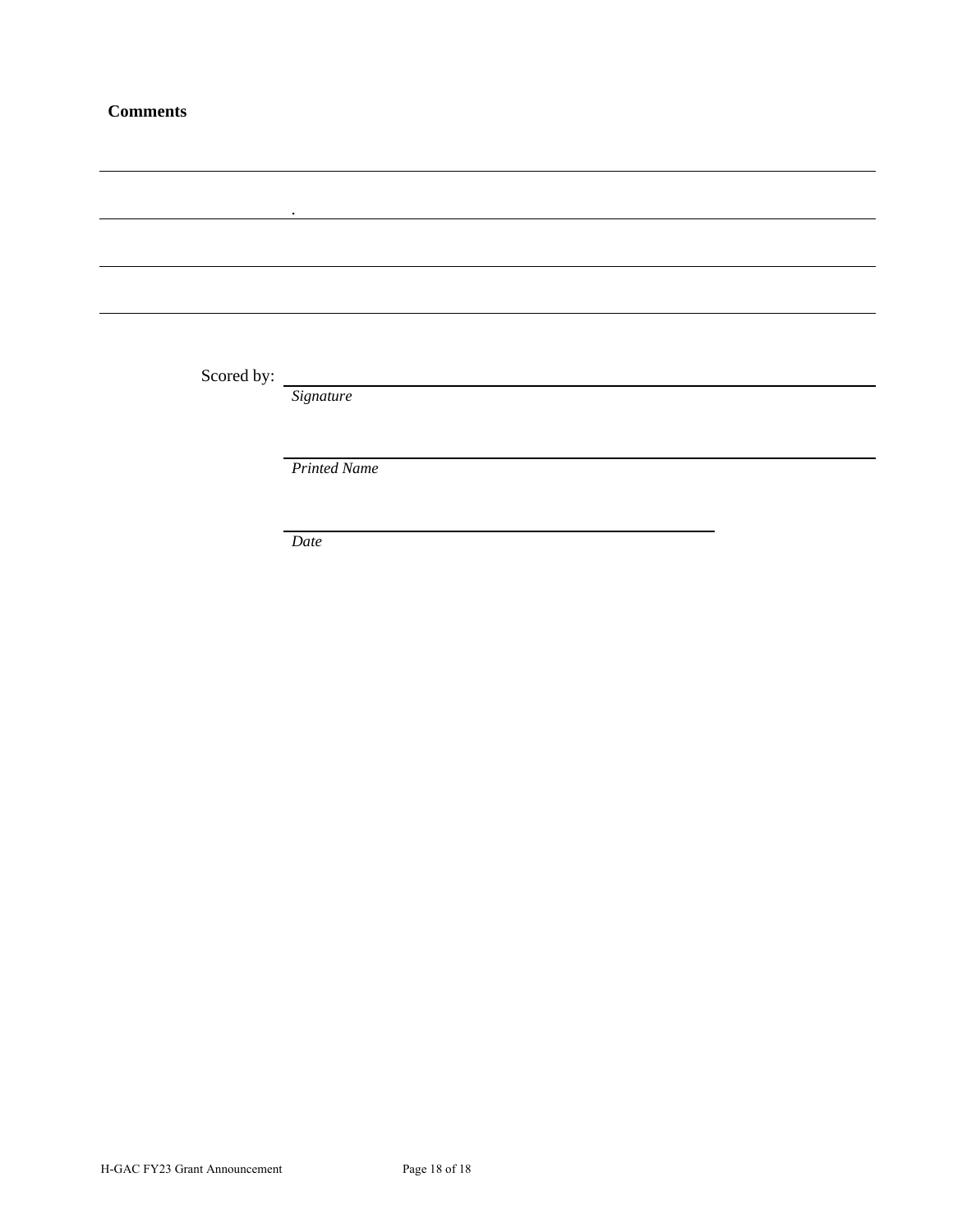**Comments**

Scored by: ______________________________
*Signature*

______________________________
*Printed Name*

______________________________
*Date*